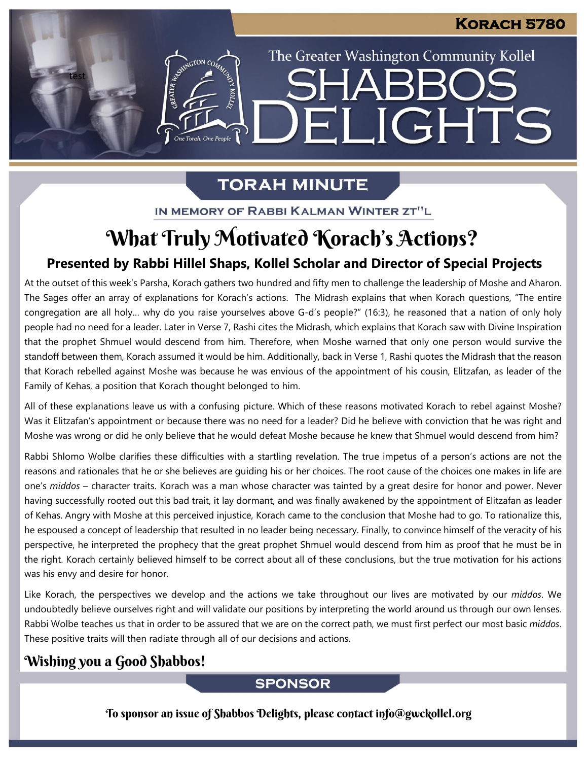# Korach 5780

The Greater Washington Community Kollel

# SHABBOS DELIGHTS

## TORAH MINUTE

IN MEMORY OF RABBI KALMAN WINTER ZT"L

# What Truly Motivated Korach's Actions?

### Presented by Rabbi Hillel Shaps, Kollel Scholar and Director of Special Projects

At the outset of this week's Parsha, Korach gathers two hundred and fifty men to challenge the leadership of Moshe and Aharon. The Sages offer an array of explanations for Korach's actions. The Midrash explains that when Korach questions, "The entire congregation are all holy… why do you raise yourselves above G-d's people?" (16:3), he reasoned that a nation of only holy people had no need for a leader. Later in Verse 7, Rashi cites the Midrash, which explains that Korach saw with Divine Inspiration that the prophet Shmuel would descend from him. Therefore, when Moshe warned that only one person would survive the standoff between them, Korach assumed it would be him. Additionally, back in Verse 1, Rashi quotes the Midrash that the reason that Korach rebelled against Moshe was because he was envious of the appointment of his cousin, Elitzafan, as leader of the Family of Kehas, a position that Korach thought belonged to him.

All of these explanations leave us with a confusing picture. Which of these reasons motivated Korach to rebel against Moshe? Was it Elitzafan's appointment or because there was no need for a leader? Did he believe with conviction that he was right and Moshe was wrong or did he only believe that he would defeat Moshe because he knew that Shmuel would descend from him?

Rabbi Shlomo Wolbe clarifies these difficulties with a startling revelation. The true impetus of a person's actions are not the reasons and rationales that he or she believes are guiding his or her choices. The root cause of the choices one makes in life are one's *middos* – character traits. Korach was a man whose character was tainted by a great desire for honor and power. Never having successfully rooted out this bad trait, it lay dormant, and was finally awakened by the appointment of Elitzafan as leader of Kehas. Angry with Moshe at this perceived injustice, Korach came to the conclusion that Moshe had to go. To rationalize this, he espoused a concept of leadership that resulted in no leader being necessary. Finally, to convince himself of the veracity of his perspective, he interpreted the prophecy that the great prophet Shmuel would descend from him as proof that he must be in the right. Korach certainly believed himself to be correct about all of these conclusions, but the true motivation for his actions was his envy and desire for honor.

Like Korach, the perspectives we develop and the actions we take throughout our lives are motivated by our *middos*. We undoubtedly believe ourselves right and will validate our positions by interpreting the world around us through our own lenses. Rabbi Wolbe teaches us that in order to be assured that we are on the correct path, we must first perfect our most basic *middos*. These positive traits will then radiate through all of our decisions and actions.

## Wishing you a Good Shabbos!

## SPONSOR

To sponsor an issue of Shabbos Delights, please contact info@gwckollel.org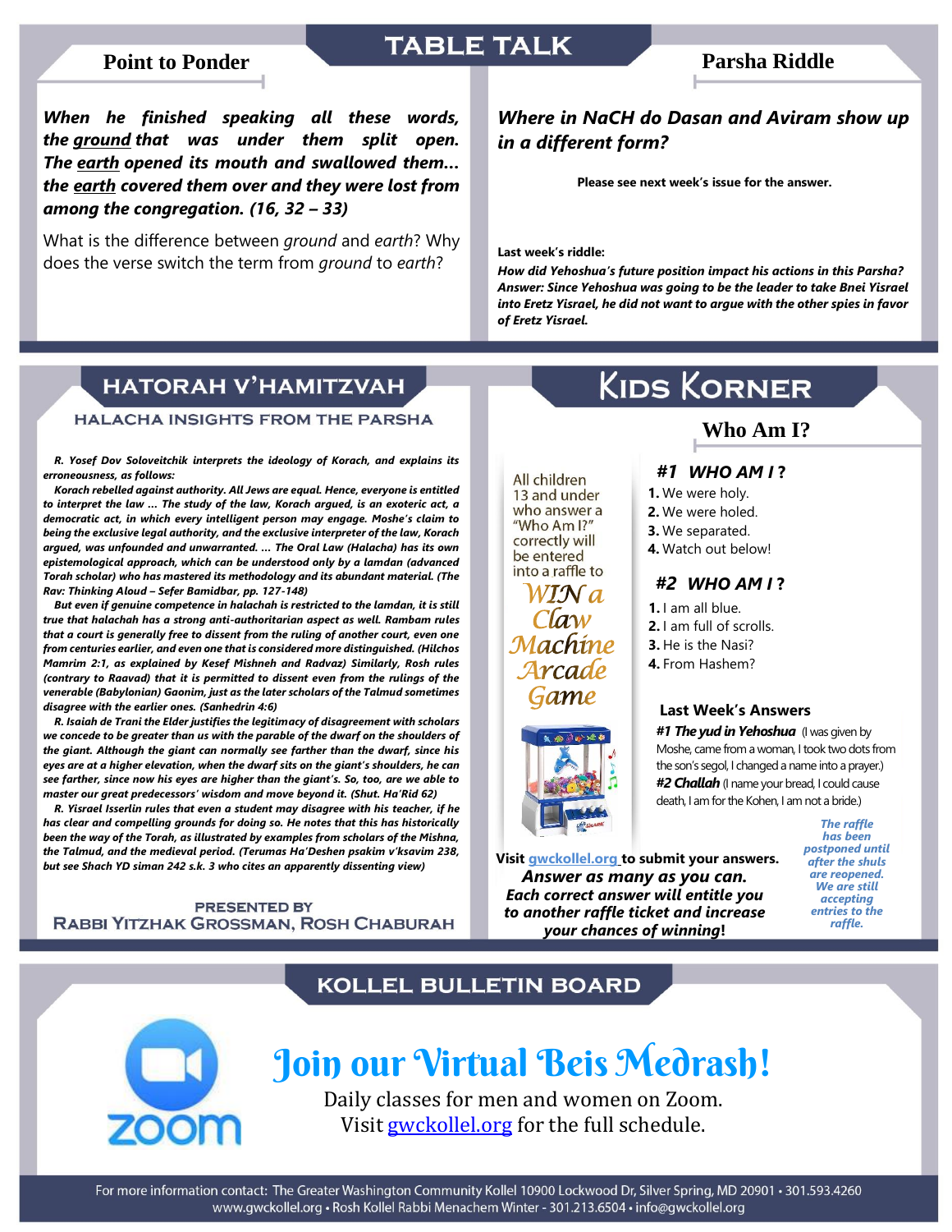# TABLE TALK

## Point to Ponder

***When he finished speaking all these words, the ground that was under them split open. The earth opened its mouth and swallowed them… the earth covered them over and they were lost from among the congregation. (16, 32 – 33)***

What is the difference between *ground* and *earth*? Why does the verse switch the term from *ground* to *earth*?

## Parsha Riddle

***Where in NaCH do Dasan and Aviram show up in a different form?***

**Please see next week's issue for the answer.**

**Last week's riddle:**

***How did Yehoshua's future position impact his actions in this Parsha?***

***Answer: Since Yehoshua was going to be the leader to take Bnei Yisrael into Eretz Yisrael, he did not want to argue with the other spies in favor of Eretz Yisrael.***

# HATORAH V'HAMITZVAH

### HALACHA INSIGHTS FROM THE PARSHA

***R. Yosef Dov Soloveitchik interprets the ideology of Korach, and explains its erroneousness, as follows:***

***Korach rebelled against authority. All Jews are equal. Hence, everyone is entitled to interpret the law … The study of the law, Korach argued, is an exoteric act, a democratic act, in which every intelligent person may engage. Moshe's claim to being the exclusive legal authority, and the exclusive interpreter of the law, Korach argued, was unfounded and unwarranted. … The Oral Law (Halacha) has its own epistemological approach, which can be understood only by a lamdan (advanced Torah scholar) who has mastered its methodology and its abundant material. (The Rav: Thinking Aloud – Sefer Bamidbar, pp. 127-148)***

***But even if genuine competence in halachah is restricted to the lamdan, it is still true that halachah has a strong anti-authoritarian aspect as well. Rambam rules that a court is generally free to dissent from the ruling of another court, even one from centuries earlier, and even one that is considered more distinguished. (Hilchos Mamrim 2:1, as explained by Kesef Mishneh and Radvaz) Similarly, Rosh rules (contrary to Raavad) that it is permitted to dissent even from the rulings of the venerable (Babylonian) Gaonim, just as the later scholars of the Talmud sometimes disagree with the earlier ones. (Sanhedrin 4:6)***

***R. Isaiah de Trani the Elder justifies the legitimacy of disagreement with scholars we concede to be greater than us with the parable of the dwarf on the shoulders of the giant. Although the giant can normally see farther than the dwarf, since his eyes are at a higher elevation, when the dwarf sits on the giant's shoulders, he can see farther, since now his eyes are higher than the giant's. So, too, are we able to master our great predecessors' wisdom and move beyond it. (Shut. Ha'Rid 62)***

***R. Yisrael Isserlin rules that even a student may disagree with his teacher, if he has clear and compelling grounds for doing so. He notes that this has historically been the way of the Torah, as illustrated by examples from scholars of the Mishna, the Talmud, and the medieval period. (Terumas Ha'Deshen psakim v'ksavim 238, but see Shach YD siman 242 s.k. 3 who cites an apparently dissenting view)***

PRESENTED BY
RABBI YITZHAK GROSSMAN, ROSH CHABURAH

# KIDS KORNER

All children 13 and under who answer a "Who Am I?" correctly will be entered into a raffle to

WIN a Claw Machine Arcade Game

## Who Am I?

### #1 WHO AM I?

1. We were holy.
2. We were holed.
3. We separated.
4. Watch out below!

### #2 WHO AM I?

1. I am all blue.
2. I am full of scrolls.
3. He is the Nasi?
4. From Hashem?

### Last Week's Answers

***#1 The yud in Yehoshua*** (I was given by Moshe, came from a woman, I took two dots from the son's segol, I changed a name into a prayer.)

***#2 Challah*** (I name your bread, I could cause death, I am for the Kohen, I am not a bride.)

Visit gwckollel.org to submit your answers.
***Answer as many as you can. Each correct answer will entitle you to another raffle ticket and increase your chances of winning!***

*The raffle has been postponed until after the shuls are reopened. We are still accepting entries to the raffle.*

# KOLLEL BULLETIN BOARD

zoom

## Join our Virtual Beis Medrash!

Daily classes for men and women on Zoom.
Visit gwckollel.org for the full schedule.

For more information contact: The Greater Washington Community Kollel 10900 Lockwood Dr, Silver Spring, MD 20901 • 301.593.4260
www.gwckollel.org • Rosh Kollel Rabbi Menachem Winter - 301.213.6504 • info@gwckollel.org